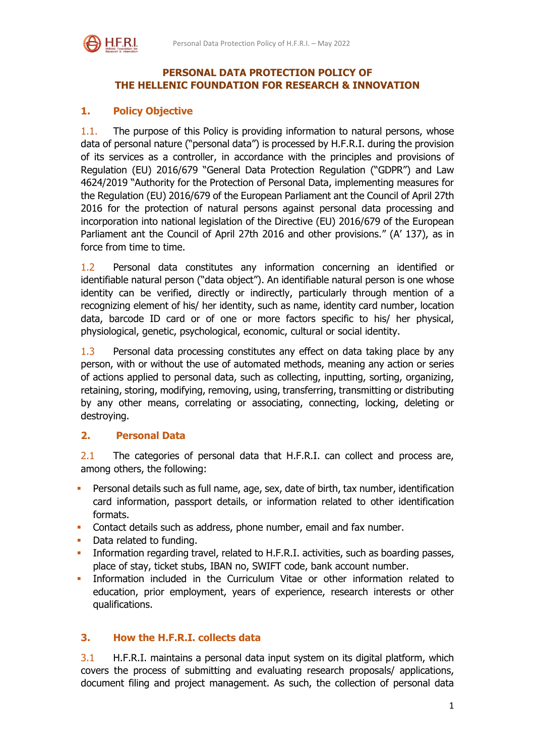# PERSONAL DATA PROTECTION POLICY OF THE HELLENIC FOUNDATION FOR RESEARCH & INNOVATION

## 1. Policy Objective

1.1. The purpose of this Policy is providing information to natural persons, whose data of personal nature ("personal data") is processed by H.F.R.I. during the provision of its services as a controller, in accordance with the principles and provisions of Regulation (EU) 2016/679 "General Data Protection Regulation ("GDPR") and Law 4624/2019 "Authority for the Protection of Personal Data, implementing measures for the Regulation (EU) 2016/679 of the European Parliament ant the Council of April 27th 2016 for the protection of natural persons against personal data processing and incorporation into national legislation of the Directive (EU) 2016/679 of the European Parliament ant the Council of April 27th 2016 and other provisions." (A' 137), as in force from time to time.

1.2 Personal data constitutes any information concerning an identified or identifiable natural person ("data object"). An identifiable natural person is one whose identity can be verified, directly or indirectly, particularly through mention of a recognizing element of his/ her identity, such as name, identity card number, location data, barcode ID card or of one or more factors specific to his/ her physical, physiological, genetic, psychological, economic, cultural or social identity.

1.3 Personal data processing constitutes any effect on data taking place by any person, with or without the use of automated methods, meaning any action or series of actions applied to personal data, such as collecting, inputting, sorting, organizing, retaining, storing, modifying, removing, using, transferring, transmitting or distributing by any other means, correlating or associating, connecting, locking, deleting or destroying.

## 2. Personal Data

2.1 The categories of personal data that H.F.R.I. can collect and process are, among others, the following:

- Personal details such as full name, age, sex, date of birth, tax number, identification card information, passport details, or information related to other identification formats.
- Contact details such as address, phone number, email and fax number.
- Data related to funding.
- Information regarding travel, related to H.F.R.I. activities, such as boarding passes, place of stay, ticket stubs, IBAN no, SWIFT code, bank account number.
- Information included in the Curriculum Vitae or other information related to education, prior employment, years of experience, research interests or other qualifications.

## 3. How the H.F.R.I. collects data

3.1 H.F.R.I. maintains a personal data input system on its digital platform, which covers the process of submitting and evaluating research proposals/ applications, document filing and project management. As such, the collection of personal data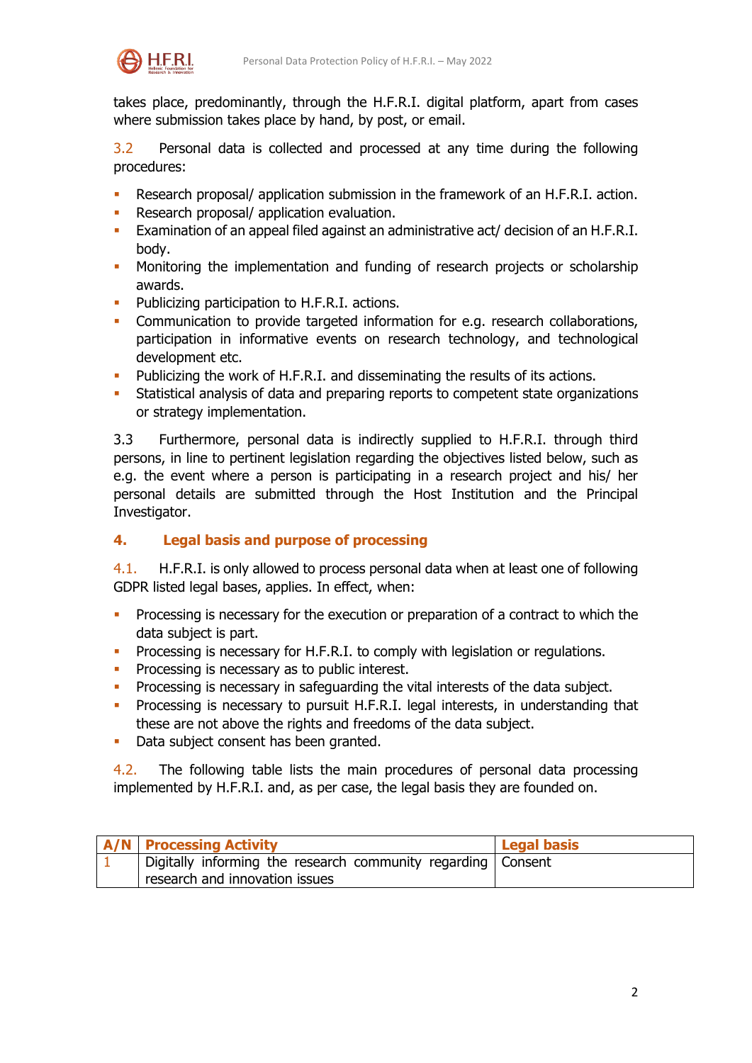takes place, predominantly, through the H.F.R.I. digital platform, apart from cases where submission takes place by hand, by post, or email.

3.2 Personal data is collected and processed at any time during the following procedures:

- Research proposal/ application submission in the framework of an H.F.R.I. action.
- Research proposal/ application evaluation.
- Examination of an appeal filed against an administrative act/ decision of an H.F.R.I. body.
- Monitoring the implementation and funding of research projects or scholarship awards.
- Publicizing participation to H.F.R.I. actions.
- Communication to provide targeted information for e.g. research collaborations, participation in informative events on research technology, and technological development etc.
- Publicizing the work of H.F.R.I. and disseminating the results of its actions.
- Statistical analysis of data and preparing reports to competent state organizations or strategy implementation.

3.3 Furthermore, personal data is indirectly supplied to H.F.R.I. through third persons, in line to pertinent legislation regarding the objectives listed below, such as e.g. the event where a person is participating in a research project and his/ her personal details are submitted through the Host Institution and the Principal Investigator.

## 4. Legal basis and purpose of processing

4.1. H.F.R.I. is only allowed to process personal data when at least one of following GDPR listed legal bases, applies. In effect, when:

- Processing is necessary for the execution or preparation of a contract to which the data subject is part.
- Processing is necessary for H.F.R.I. to comply with legislation or regulations.
- Processing is necessary as to public interest.
- Processing is necessary in safeguarding the vital interests of the data subject.
- Processing is necessary to pursuit H.F.R.I. legal interests, in understanding that these are not above the rights and freedoms of the data subject.
- Data subject consent has been granted.

4.2. The following table lists the main procedures of personal data processing implemented by H.F.R.I. and, as per case, the legal basis they are founded on.

| A/N | Processing Activity | Legal basis |
|---|---|---|
| 1 | Digitally informing the research community regarding research and innovation issues | Consent |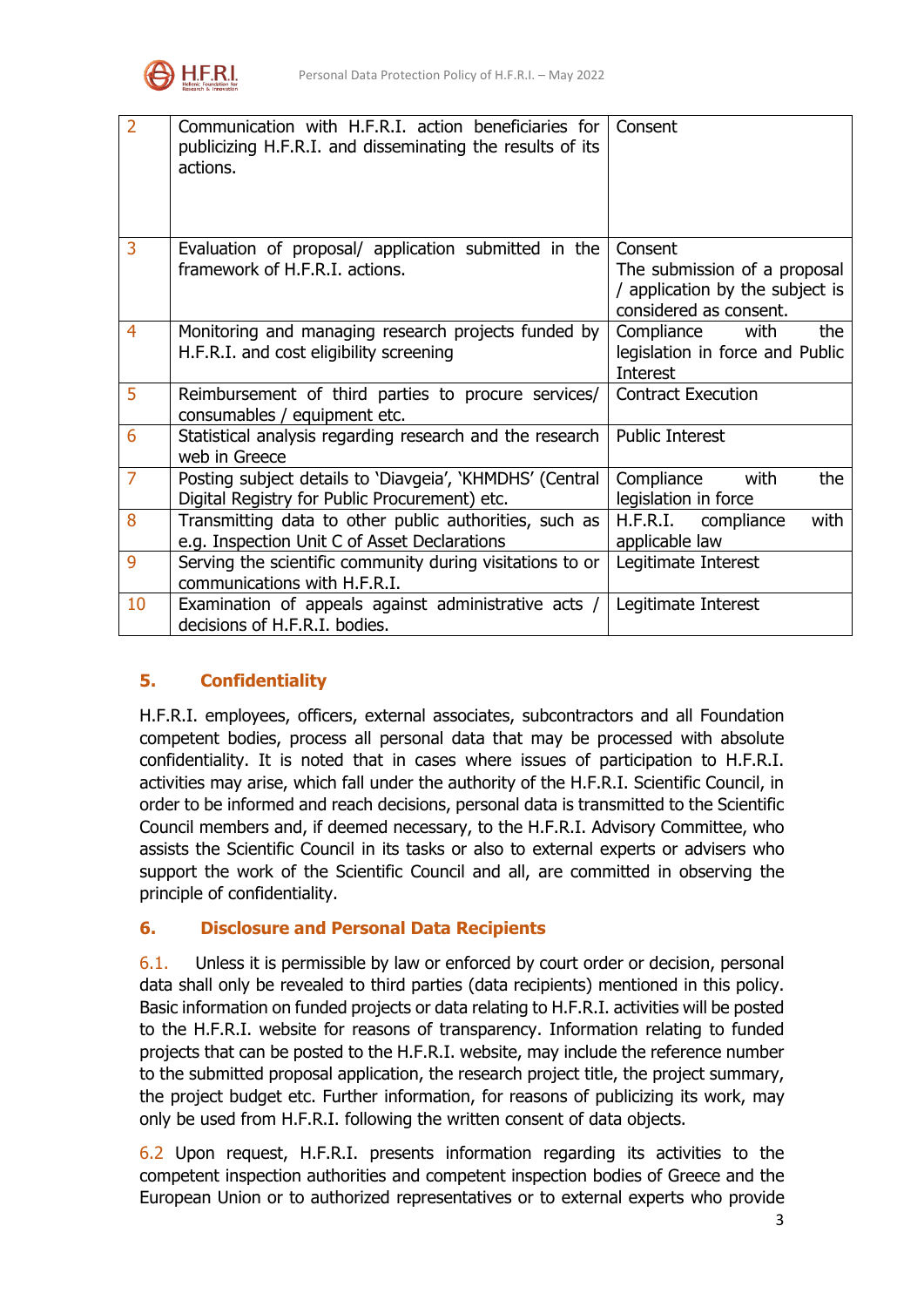| | | |
|---|---|---|
| 2 | Communication with H.F.R.I. action beneficiaries for publicizing H.F.R.I. and disseminating the results of its actions. | Consent |
| 3 | Evaluation of proposal/ application submitted in the framework of H.F.R.I. actions. | Consent<br>The submission of a proposal / application by the subject is considered as consent. |
| 4 | Monitoring and managing research projects funded by H.F.R.I. and cost eligibility screening | Compliance with the legislation in force and Public Interest |
| 5 | Reimbursement of third parties to procure services/ consumables / equipment etc. | Contract Execution |
| 6 | Statistical analysis regarding research and the research web in Greece | Public Interest |
| 7 | Posting subject details to 'Diavgeia', 'KHMDHS' (Central Digital Registry for Public Procurement) etc. | Compliance with the legislation in force |
| 8 | Transmitting data to other public authorities, such as e.g. Inspection Unit C of Asset Declarations | H.F.R.I. compliance with applicable law |
| 9 | Serving the scientific community during visitations to or communications with H.F.R.I. | Legitimate Interest |
| 10 | Examination of appeals against administrative acts / decisions of H.F.R.I. bodies. | Legitimate Interest |

## 5. Confidentiality

H.F.R.I. employees, officers, external associates, subcontractors and all Foundation competent bodies, process all personal data that may be processed with absolute confidentiality. It is noted that in cases where issues of participation to H.F.R.I. activities may arise, which fall under the authority of the H.F.R.I. Scientific Council, in order to be informed and reach decisions, personal data is transmitted to the Scientific Council members and, if deemed necessary, to the H.F.R.I. Advisory Committee, who assists the Scientific Council in its tasks or also to external experts or advisers who support the work of the Scientific Council and all, are committed in observing the principle of confidentiality.

## 6. Disclosure and Personal Data Recipients

6.1. Unless it is permissible by law or enforced by court order or decision, personal data shall only be revealed to third parties (data recipients) mentioned in this policy. Basic information on funded projects or data relating to H.F.R.I. activities will be posted to the H.F.R.I. website for reasons of transparency. Information relating to funded projects that can be posted to the H.F.R.I. website, may include the reference number to the submitted proposal application, the research project title, the project summary, the project budget etc. Further information, for reasons of publicizing its work, may only be used from H.F.R.I. following the written consent of data objects.

6.2 Upon request, H.F.R.I. presents information regarding its activities to the competent inspection authorities and competent inspection bodies of Greece and the European Union or to authorized representatives or to external experts who provide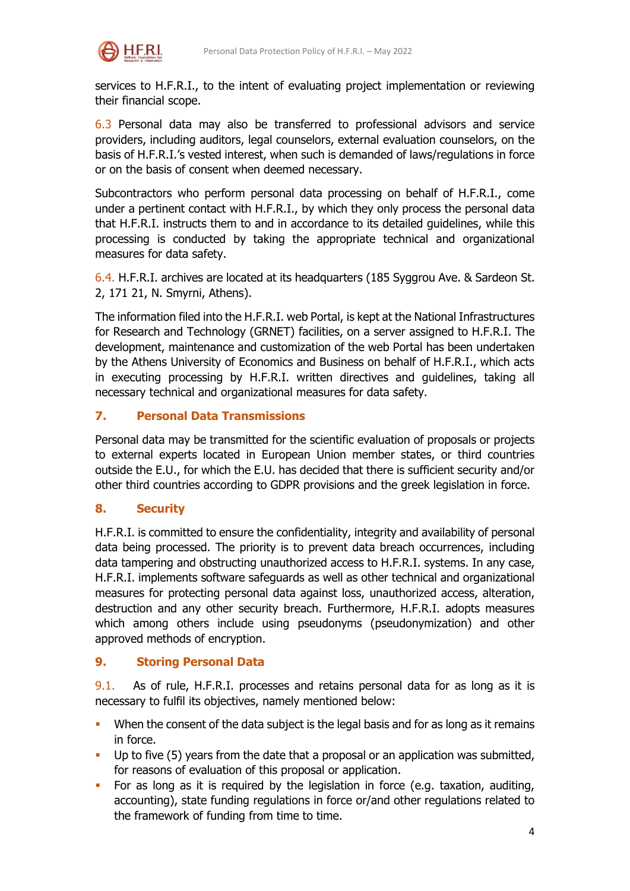services to H.F.R.I., to the intent of evaluating project implementation or reviewing their financial scope.

6.3 Personal data may also be transferred to professional advisors and service providers, including auditors, legal counselors, external evaluation counselors, on the basis of H.F.R.I.'s vested interest, when such is demanded of laws/regulations in force or on the basis of consent when deemed necessary.

Subcontractors who perform personal data processing on behalf of H.F.R.I., come under a pertinent contact with H.F.R.I., by which they only process the personal data that H.F.R.I. instructs them to and in accordance to its detailed guidelines, while this processing is conducted by taking the appropriate technical and organizational measures for data safety.

6.4. H.F.R.I. archives are located at its headquarters (185 Syggrou Ave. & Sardeon St. 2, 171 21, N. Smyrni, Athens).

The information filed into the H.F.R.I. web Portal, is kept at the National Infrastructures for Research and Technology (GRNET) facilities, on a server assigned to H.F.R.I. The development, maintenance and customization of the web Portal has been undertaken by the Athens University of Economics and Business on behalf of H.F.R.I., which acts in executing processing by H.F.R.I. written directives and guidelines, taking all necessary technical and organizational measures for data safety.

## 7. Personal Data Transmissions

Personal data may be transmitted for the scientific evaluation of proposals or projects to external experts located in European Union member states, or third countries outside the E.U., for which the E.U. has decided that there is sufficient security and/or other third countries according to GDPR provisions and the greek legislation in force.

## 8. Security

H.F.R.I. is committed to ensure the confidentiality, integrity and availability of personal data being processed. The priority is to prevent data breach occurrences, including data tampering and obstructing unauthorized access to H.F.R.I. systems. In any case, H.F.R.I. implements software safeguards as well as other technical and organizational measures for protecting personal data against loss, unauthorized access, alteration, destruction and any other security breach. Furthermore, H.F.R.I. adopts measures which among others include using pseudonyms (pseudonymization) and other approved methods of encryption.

## 9. Storing Personal Data

9.1. As of rule, H.F.R.I. processes and retains personal data for as long as it is necessary to fulfil its objectives, namely mentioned below:

- When the consent of the data subject is the legal basis and for as long as it remains in force.
- Up to five (5) years from the date that a proposal or an application was submitted, for reasons of evaluation of this proposal or application.
- For as long as it is required by the legislation in force (e.g. taxation, auditing, accounting), state funding regulations in force or/and other regulations related to the framework of funding from time to time.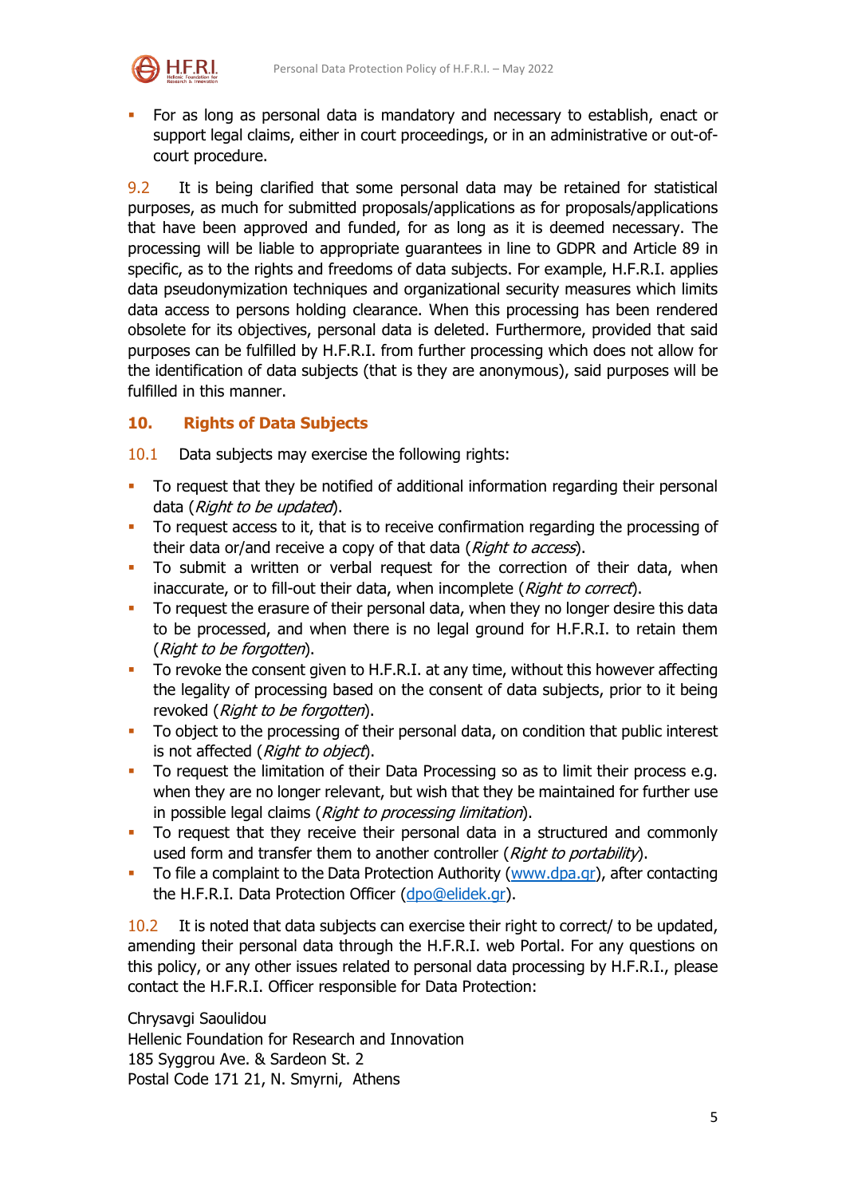- For as long as personal data is mandatory and necessary to establish, enact or support legal claims, either in court proceedings, or in an administrative or out-of-court procedure.

9.2 It is being clarified that some personal data may be retained for statistical purposes, as much for submitted proposals/applications as for proposals/applications that have been approved and funded, for as long as it is deemed necessary. The processing will be liable to appropriate guarantees in line to GDPR and Article 89 in specific, as to the rights and freedoms of data subjects. For example, H.F.R.I. applies data pseudonymization techniques and organizational security measures which limits data access to persons holding clearance. When this processing has been rendered obsolete for its objectives, personal data is deleted. Furthermore, provided that said purposes can be fulfilled by H.F.R.I. from further processing which does not allow for the identification of data subjects (that is they are anonymous), said purposes will be fulfilled in this manner.

## 10. Rights of Data Subjects

10.1 Data subjects may exercise the following rights:

- To request that they be notified of additional information regarding their personal data (*Right to be updated*).
- To request access to it, that is to receive confirmation regarding the processing of their data or/and receive a copy of that data (*Right to access*).
- To submit a written or verbal request for the correction of their data, when inaccurate, or to fill-out their data, when incomplete (*Right to correct*).
- To request the erasure of their personal data, when they no longer desire this data to be processed, and when there is no legal ground for H.F.R.I. to retain them (*Right to be forgotten*).
- To revoke the consent given to H.F.R.I. at any time, without this however affecting the legality of processing based on the consent of data subjects, prior to it being revoked (*Right to be forgotten*).
- To object to the processing of their personal data, on condition that public interest is not affected (*Right to object*).
- To request the limitation of their Data Processing so as to limit their process e.g. when they are no longer relevant, but wish that they be maintained for further use in possible legal claims (*Right to processing limitation*).
- To request that they receive their personal data in a structured and commonly used form and transfer them to another controller (*Right to portability*).
- To file a complaint to the Data Protection Authority (www.dpa.gr), after contacting the H.F.R.I. Data Protection Officer (dpo@elidek.gr).

10.2 It is noted that data subjects can exercise their right to correct/ to be updated, amending their personal data through the H.F.R.I. web Portal. For any questions on this policy, or any other issues related to personal data processing by H.F.R.I., please contact the H.F.R.I. Officer responsible for Data Protection:

Chrysavgi Saoulidou  
Hellenic Foundation for Research and Innovation  
185 Syggrou Ave. & Sardeon St. 2  
Postal Code 171 21, N. Smyrni, Athens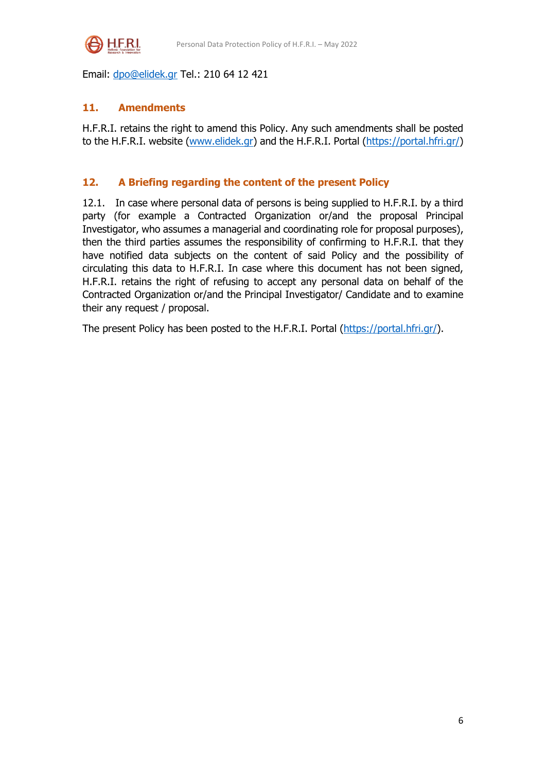Email: dpo@elidek.gr Tel.: 210 64 12 421

## 11. Amendments

H.F.R.I. retains the right to amend this Policy. Any such amendments shall be posted to the H.F.R.I. website (www.elidek.gr) and the H.F.R.I. Portal (https://portal.hfri.gr/)

## 12. A Briefing regarding the content of the present Policy

12.1. In case where personal data of persons is being supplied to H.F.R.I. by a third party (for example a Contracted Organization or/and the proposal Principal Investigator, who assumes a managerial and coordinating role for proposal purposes), then the third parties assumes the responsibility of confirming to H.F.R.I. that they have notified data subjects on the content of said Policy and the possibility of circulating this data to H.F.R.I. In case where this document has not been signed, H.F.R.I. retains the right of refusing to accept any personal data on behalf of the Contracted Organization or/and the Principal Investigator/ Candidate and to examine their any request / proposal.

The present Policy has been posted to the H.F.R.I. Portal (https://portal.hfri.gr/).